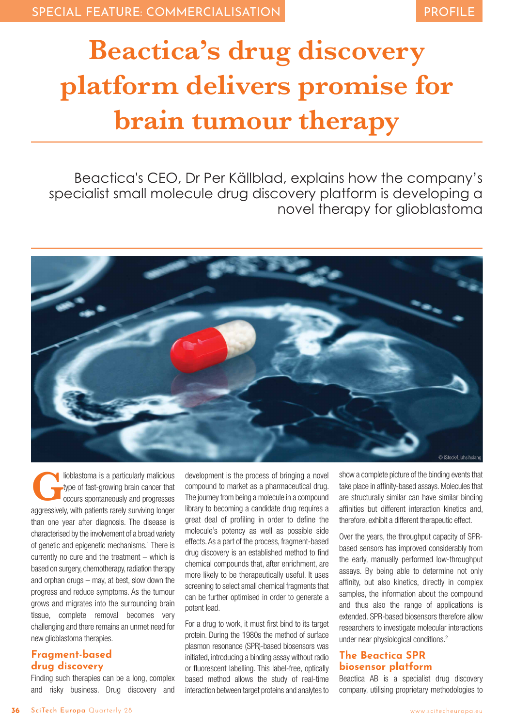# Beactica's drug discovery platform delivers promise for brain tumour therapy

Beactica's CEO, Dr Per Källblad, explains how the company's specialist small molecule drug discovery platform is developing a novel therapy for glioblastoma

© iStock/Liuhsihsiang

Glioblastoma is a particularly malicious type of fast-growing brain cancer that occurs spontaneously and progresses aggressively, with patients rarely surviving longer than one year after diagnosis. The disease is characterised by the involvement of a broad variety of genetic and epigenetic mechanisms.[1] There is currently no cure and the treatment – which is based on surgery, chemotherapy, radiation therapy and orphan drugs – may, at best, slow down the progress and reduce symptoms. As the tumour grows and migrates into the surrounding brain tissue, complete removal becomes very challenging and there remains an unmet need for new glioblastoma therapies.

## Fragment-based drug discovery

Finding such therapies can be a long, complex and risky business. Drug discovery and development is the process of bringing a novel compound to market as a pharmaceutical drug. The journey from being a molecule in a compound library to becoming a candidate drug requires a great deal of profiling in order to define the molecule's potency as well as possible side effects. As a part of the process, fragment-based drug discovery is an established method to find chemical compounds that, after enrichment, are more likely to be therapeutically useful. It uses screening to select small chemical fragments that can be further optimised in order to generate a potent lead.

For a drug to work, it must first bind to its target protein. During the 1980s the method of surface plasmon resonance (SPR)-based biosensors was initiated, introducing a binding assay without radio or fluorescent labelling. This label-free, optically based method allows the study of real-time interaction between target proteins and analytes to show a complete picture of the binding events that take place in affinity-based assays. Molecules that are structurally similar can have similar binding affinities but different interaction kinetics and, therefore, exhibit a different therapeutic effect.

Over the years, the throughput capacity of SPR-based sensors has improved considerably from the early, manually performed low-throughput assays. By being able to determine not only affinity, but also kinetics, directly in complex samples, the information about the compound and thus also the range of applications is extended. SPR-based biosensors therefore allow researchers to investigate molecular interactions under near physiological conditions.[2]

## The Beactica SPR biosensor platform

Beactica AB is a specialist drug discovery company, utilising proprietary methodologies to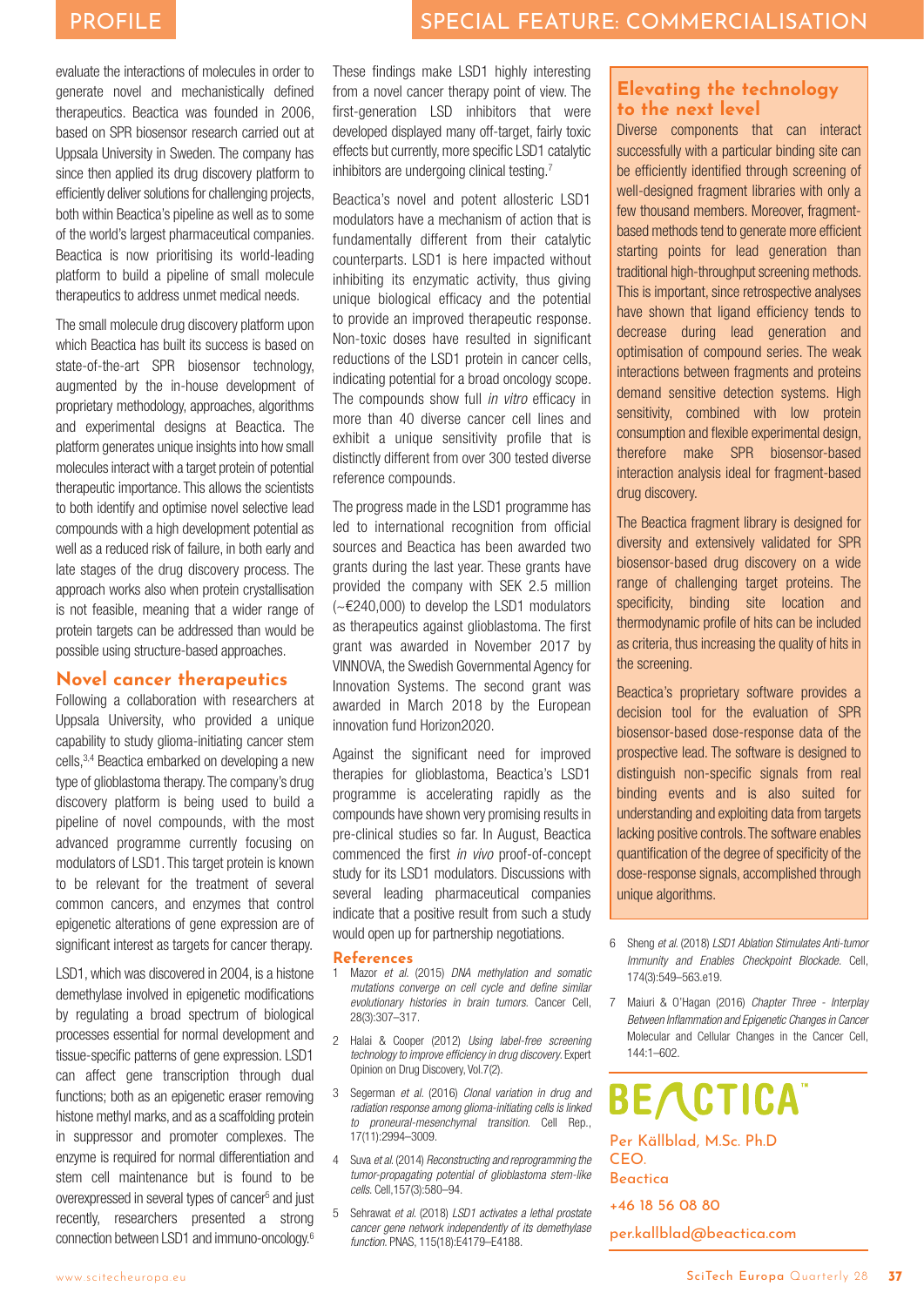evaluate the interactions of molecules in order to generate novel and mechanistically defined therapeutics. Beactica was founded in 2006, based on SPR biosensor research carried out at Uppsala University in Sweden. The company has since then applied its drug discovery platform to efficiently deliver solutions for challenging projects, both within Beactica's pipeline as well as to some of the world's largest pharmaceutical companies. Beactica is now prioritising its world-leading platform to build a pipeline of small molecule therapeutics to address unmet medical needs.

The small molecule drug discovery platform upon which Beactica has built its success is based on state-of-the-art SPR biosensor technology, augmented by the in-house development of proprietary methodology, approaches, algorithms and experimental designs at Beactica. The platform generates unique insights into how small molecules interact with a target protein of potential therapeutic importance. This allows the scientists to both identify and optimise novel selective lead compounds with a high development potential as well as a reduced risk of failure, in both early and late stages of the drug discovery process. The approach works also when protein crystallisation is not feasible, meaning that a wider range of protein targets can be addressed than would be possible using structure-based approaches.

## Novel cancer therapeutics

Following a collaboration with researchers at Uppsala University, who provided a unique capability to study glioma-initiating cancer stem cells,[3,4] Beactica embarked on developing a new type of glioblastoma therapy. The company's drug discovery platform is being used to build a pipeline of novel compounds, with the most advanced programme currently focusing on modulators of LSD1. This target protein is known to be relevant for the treatment of several common cancers, and enzymes that control epigenetic alterations of gene expression are of significant interest as targets for cancer therapy.

LSD1, which was discovered in 2004, is a histone demethylase involved in epigenetic modifications by regulating a broad spectrum of biological processes essential for normal development and tissue-specific patterns of gene expression. LSD1 can affect gene transcription through dual functions; both as an epigenetic eraser removing histone methyl marks, and as a scaffolding protein in suppressor and promoter complexes. The enzyme is required for normal differentiation and stem cell maintenance but is found to be overexpressed in several types of cancer[5] and just recently, researchers presented a strong connection between LSD1 and immuno-oncology.[6]

These findings make LSD1 highly interesting from a novel cancer therapy point of view. The first-generation LSD inhibitors that were developed displayed many off-target, fairly toxic effects but currently, more specific LSD1 catalytic inhibitors are undergoing clinical testing.[7]

Beactica's novel and potent allosteric LSD1 modulators have a mechanism of action that is fundamentally different from their catalytic counterparts. LSD1 is here impacted without inhibiting its enzymatic activity, thus giving unique biological efficacy and the potential to provide an improved therapeutic response. Non-toxic doses have resulted in significant reductions of the LSD1 protein in cancer cells, indicating potential for a broad oncology scope. The compounds show full *in vitro* efficacy in more than 40 diverse cancer cell lines and exhibit a unique sensitivity profile that is distinctly different from over 300 tested diverse reference compounds.

The progress made in the LSD1 programme has led to international recognition from official sources and Beactica has been awarded two grants during the last year. These grants have provided the company with SEK 2.5 million (~€240,000) to develop the LSD1 modulators as therapeutics against glioblastoma. The first grant was awarded in November 2017 by VINNOVA, the Swedish Governmental Agency for Innovation Systems. The second grant was awarded in March 2018 by the European innovation fund Horizon2020.

Against the significant need for improved therapies for glioblastoma, Beactica's LSD1 programme is accelerating rapidly as the compounds have shown very promising results in pre-clinical studies so far. In August, Beactica commenced the first *in vivo* proof-of-concept study for its LSD1 modulators. Discussions with several leading pharmaceutical companies indicate that a positive result from such a study would open up for partnership negotiations.

## Elevating the technology to the next level

Diverse components that can interact successfully with a particular binding site can be efficiently identified through screening of well-designed fragment libraries with only a few thousand members. Moreover, fragment-based methods tend to generate more efficient starting points for lead generation than traditional high-throughput screening methods. This is important, since retrospective analyses have shown that ligand efficiency tends to decrease during lead generation and optimisation of compound series. The weak interactions between fragments and proteins demand sensitive detection systems. High sensitivity, combined with low protein consumption and flexible experimental design, therefore make SPR biosensor-based interaction analysis ideal for fragment-based drug discovery.

The Beactica fragment library is designed for diversity and extensively validated for SPR biosensor-based drug discovery on a wide range of challenging target proteins. The specificity, binding site location and thermodynamic profile of hits can be included as criteria, thus increasing the quality of hits in the screening.

Beactica's proprietary software provides a decision tool for the evaluation of SPR biosensor-based dose-response data of the prospective lead. The software is designed to distinguish non-specific signals from real binding events and is also suited for understanding and exploiting data from targets lacking positive controls. The software enables quantification of the degree of specificity of the dose-response signals, accomplished through unique algorithms.

## References

1. Mazor *et al.* (2015) *DNA methylation and somatic mutations converge on cell cycle and define similar evolutionary histories in brain tumors.* Cancer Cell, 28(3):307–317.
2. Halai & Cooper (2012) *Using label-free screening technology to improve efficiency in drug discovery.* Expert Opinion on Drug Discovery, Vol.7(2).
3. Segerman *et al.* (2016) *Clonal variation in drug and radiation response among glioma-initiating cells is linked to proneural-mesenchymal transition.* Cell Rep., 17(11):2994–3009.
4. Suva *et al.* (2014) *Reconstructing and reprogramming the tumor-propagating potential of glioblastoma stem-like cells.* Cell,157(3):580–94.
5. Sehrawat *et al.* (2018) *LSD1 activates a lethal prostate cancer gene network independently of its demethylase function.* PNAS, 115(18):E4179–E4188.
6. Sheng *et al.* (2018) *LSD1 Ablation Stimulates Anti-tumor Immunity and Enables Checkpoint Blockade.* Cell, 174(3):549–563.e19.
7. Maiuri & O'Hagan (2016) *Chapter Three - Interplay Between Inflammation and Epigenetic Changes in Cancer* Molecular and Cellular Changes in the Cancer Cell, 144:1–602.

BEACTICA™

Per Källblad, M.Sc. Ph.D
CEO,
Beactica

+46 18 56 08 80

per.kallblad@beactica.com